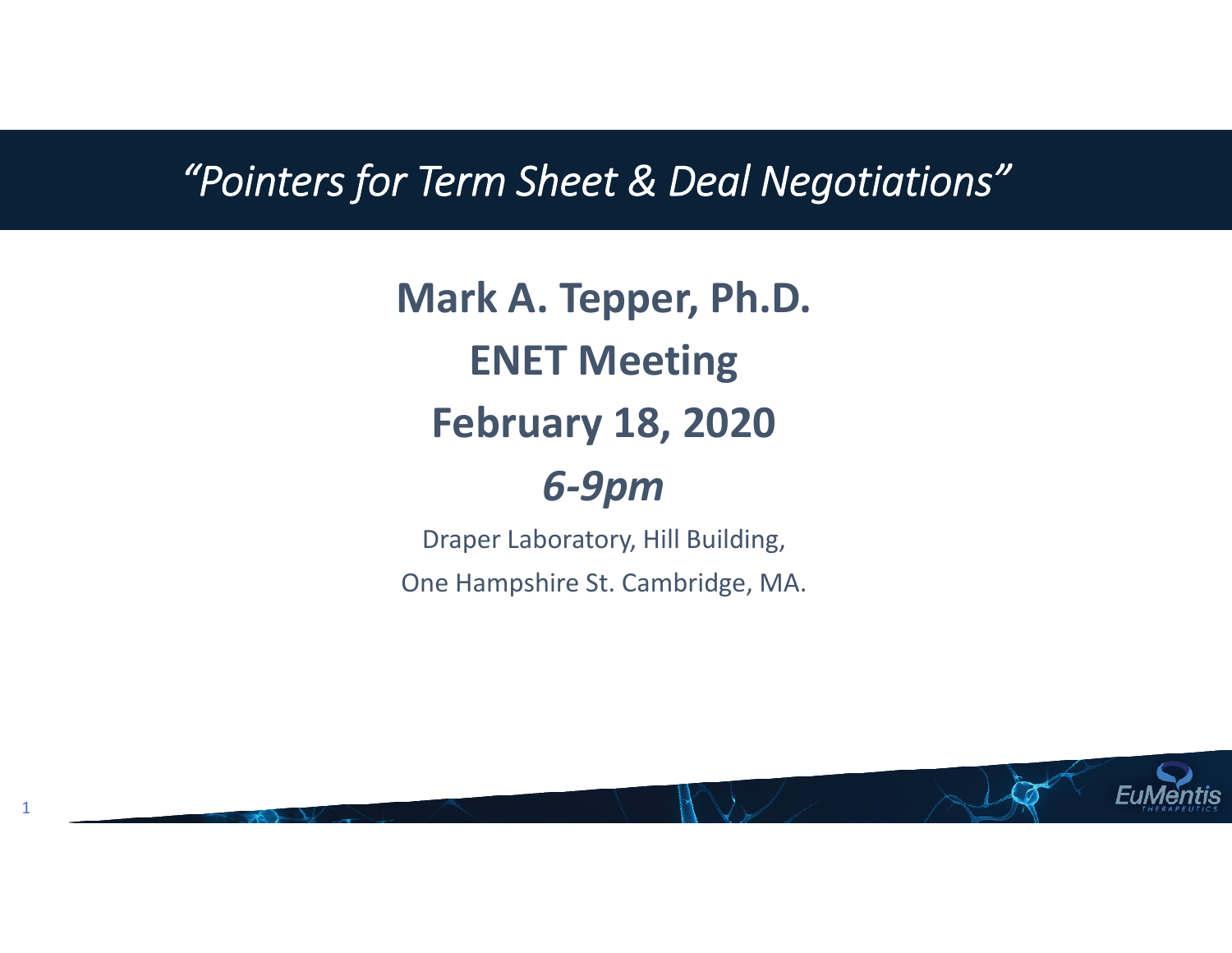# *"Pointers for Term Sheet & Deal Negotiations"*

**Mark A. Tepper, Ph.D.**

**ENET Meeting**

**February 18, 2020**

***6-9pm***

Draper Laboratory, Hill Building,

One Hampshire St. Cambridge, MA.

EuMentis THERAPEUTICS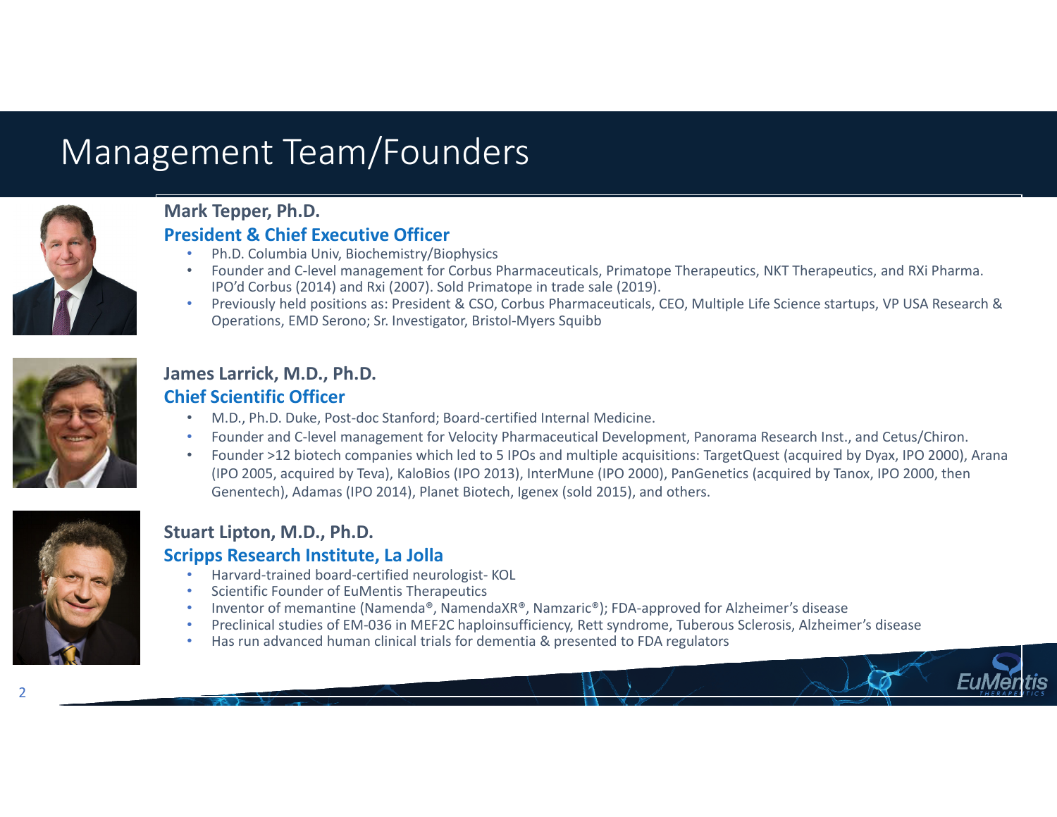# Management Team/Founders

**Mark Tepper, Ph.D.**

**President & Chief Executive Officer**

- Ph.D. Columbia Univ, Biochemistry/Biophysics
- Founder and C-level management for Corbus Pharmaceuticals, Primatope Therapeutics, NKT Therapeutics, and RXi Pharma. IPO'd Corbus (2014) and Rxi (2007). Sold Primatope in trade sale (2019).
- Previously held positions as: President & CSO, Corbus Pharmaceuticals, CEO, Multiple Life Science startups, VP USA Research & Operations, EMD Serono; Sr. Investigator, Bristol-Myers Squibb

**James Larrick, M.D., Ph.D.**

**Chief Scientific Officer**

- M.D., Ph.D. Duke, Post-doc Stanford; Board-certified Internal Medicine.
- Founder and C-level management for Velocity Pharmaceutical Development, Panorama Research Inst., and Cetus/Chiron.
- Founder >12 biotech companies which led to 5 IPOs and multiple acquisitions: TargetQuest (acquired by Dyax, IPO 2000), Arana (IPO 2005, acquired by Teva), KaloBios (IPO 2013), InterMune (IPO 2000), PanGenetics (acquired by Tanox, IPO 2000, then Genentech), Adamas (IPO 2014), Planet Biotech, Igenex (sold 2015), and others.

**Stuart Lipton, M.D., Ph.D.**

**Scripps Research Institute, La Jolla**

- Harvard-trained board-certified neurologist- KOL
- Scientific Founder of EuMentis Therapeutics
- Inventor of memantine (Namenda®, NamendaXR®, Namzaric®); FDA-approved for Alzheimer's disease
- Preclinical studies of EM-036 in MEF2C haploinsufficiency, Rett syndrome, Tuberous Sclerosis, Alzheimer's disease
- Has run advanced human clinical trials for dementia & presented to FDA regulators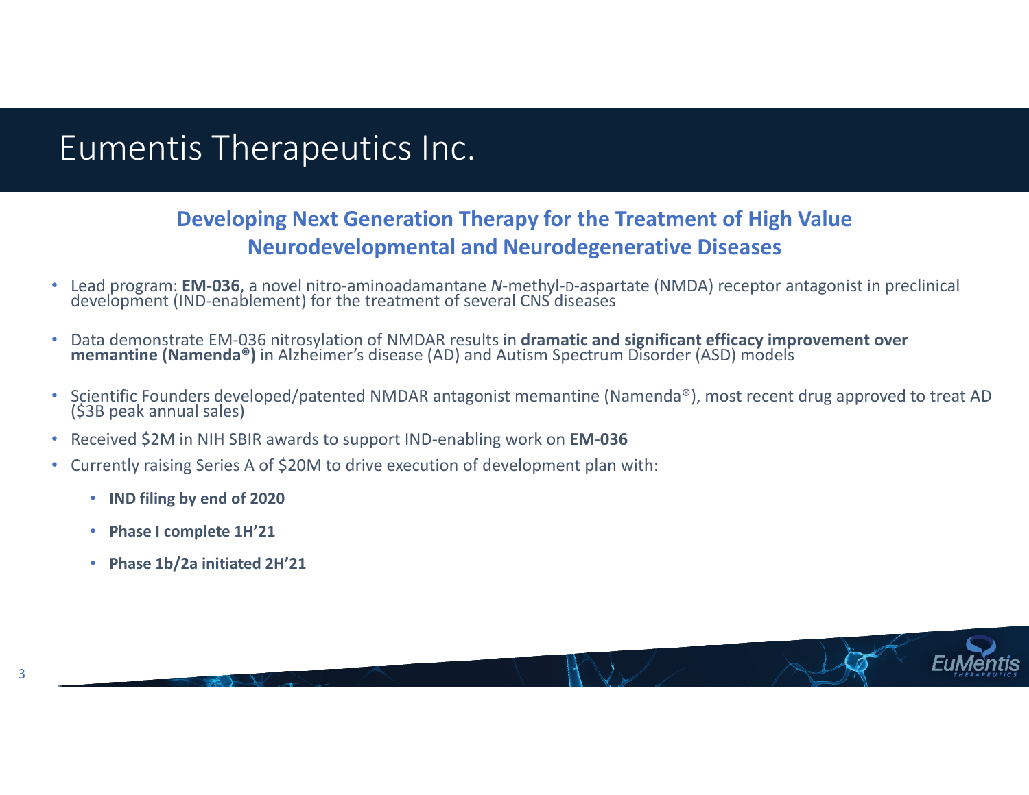# Eumentis Therapeutics Inc.

## Developing Next Generation Therapy for the Treatment of High Value Neurodevelopmental and Neurodegenerative Diseases

- Lead program: **EM-036**, a novel nitro-aminoadamantane *N*-methyl-D-aspartate (NMDA) receptor antagonist in preclinical development (IND-enablement) for the treatment of several CNS diseases
- Data demonstrate EM-036 nitrosylation of NMDAR results in **dramatic and significant efficacy improvement over memantine (Namenda®)** in Alzheimer's disease (AD) and Autism Spectrum Disorder (ASD) models
- Scientific Founders developed/patented NMDAR antagonist memantine (Namenda®), most recent drug approved to treat AD ($3B peak annual sales)
- Received $2M in NIH SBIR awards to support IND-enabling work on **EM-036**
- Currently raising Series A of $20M to drive execution of development plan with:
  - **IND filing by end of 2020**
  - **Phase I complete 1H'21**
  - **Phase 1b/2a initiated 2H'21**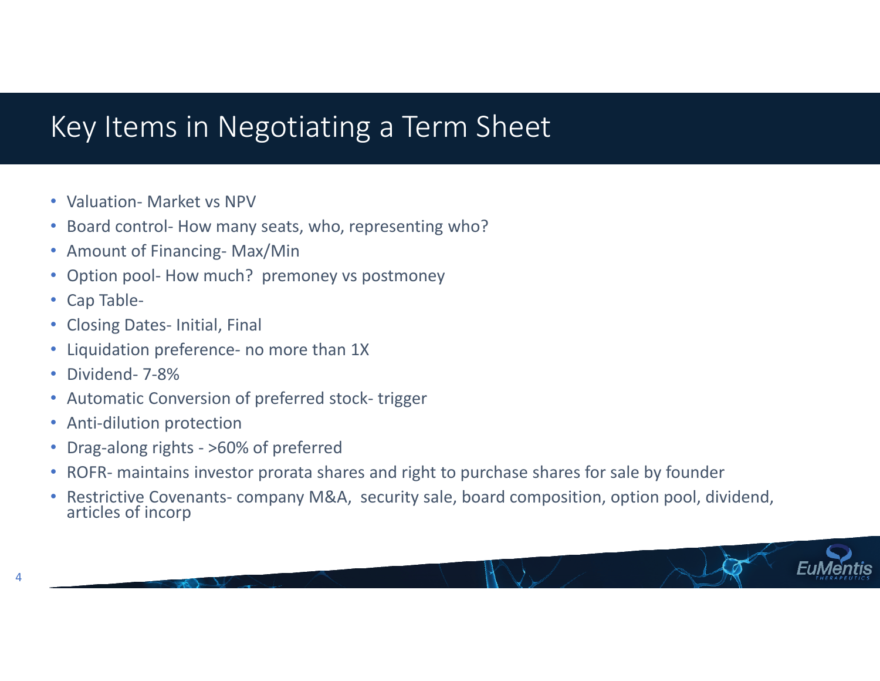# Key Items in Negotiating a Term Sheet

- Valuation- Market vs NPV
- Board control- How many seats, who, representing who?
- Amount of Financing- Max/Min
- Option pool- How much?  premoney vs postmoney
- Cap Table-
- Closing Dates- Initial, Final
- Liquidation preference- no more than 1X
- Dividend- 7-8%
- Automatic Conversion of preferred stock- trigger
- Anti-dilution protection
- Drag-along rights - >60% of preferred
- ROFR- maintains investor prorata shares and right to purchase shares for sale by founder
- Restrictive Covenants- company M&A,  security sale, board composition, option pool, dividend, articles of incorp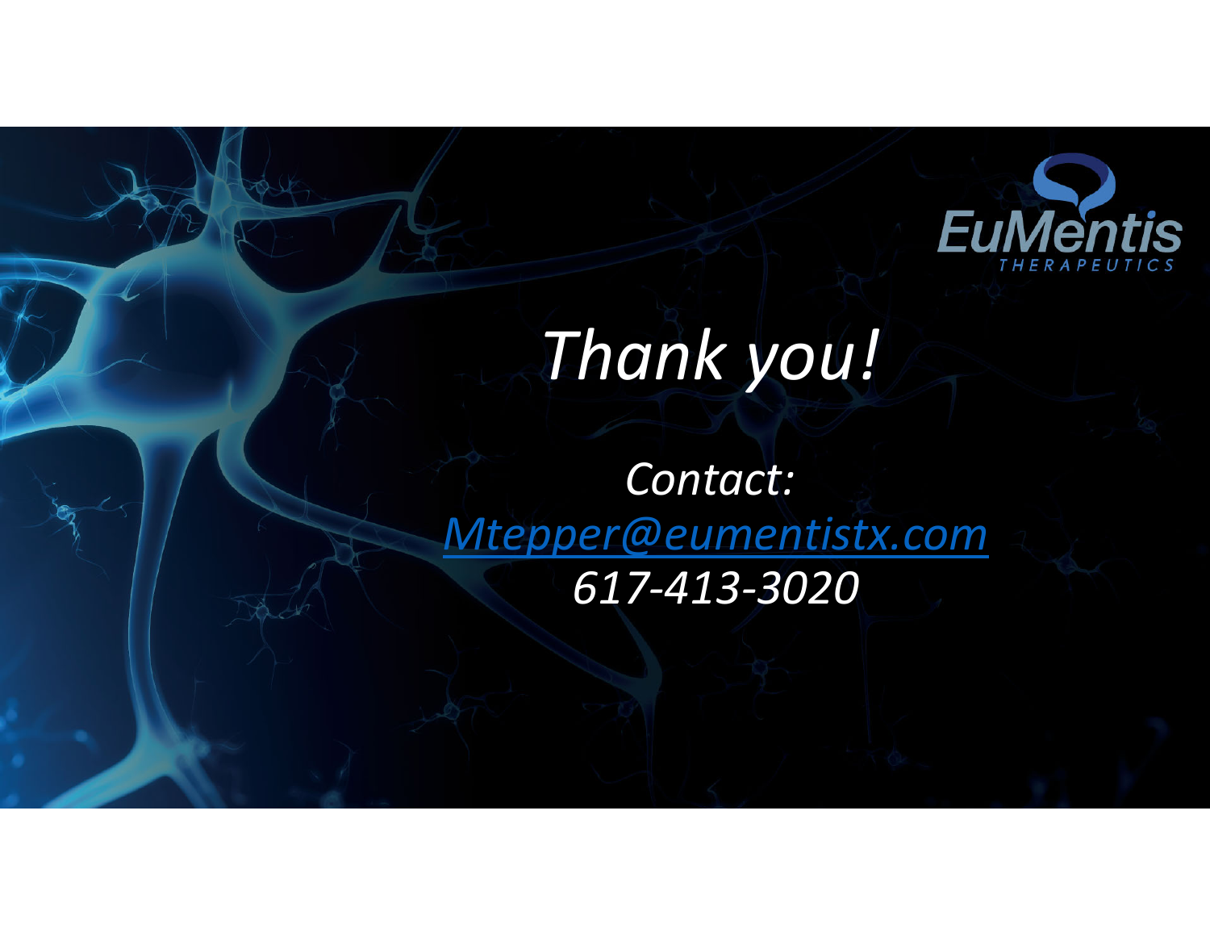EuMentis THERAPEUTICS

# *Thank you!*

*Contact:*

*[Mtepper@eumentistx.com](mailto:Mtepper@eumentistx.com)*

*617-413-3020*